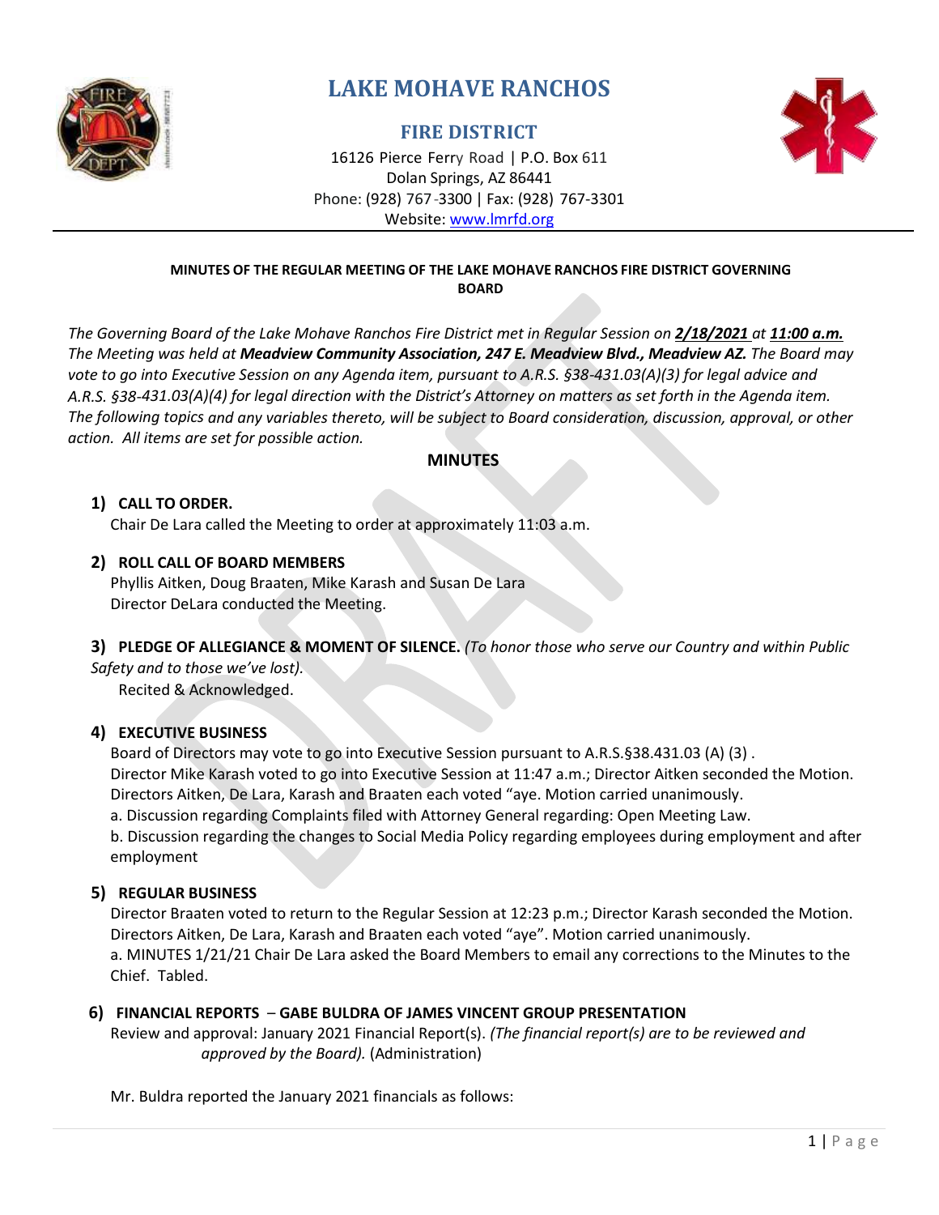# LAKE MOHAVE RANCHOS

## FIRE DISTRICT

16126 Pierce Ferry Road | P.O. Box 611
Dolan Springs, AZ 86441
Phone: (928) 767-3300 | Fax: (928) 767-3301
Website: www.lmrfd.org

**MINUTES OF THE REGULAR MEETING OF THE LAKE MOHAVE RANCHOS FIRE DISTRICT GOVERNING BOARD**

*The Governing Board of the Lake Mohave Ranchos Fire District met in Regular Session on **2/18/2021** at **11:00 a.m.** The Meeting was held at **Meadview Community Association, 247 E. Meadview Blvd., Meadview AZ.** The Board may vote to go into Executive Session on any Agenda item, pursuant to A.R.S. §38-431.03(A)(3) for legal advice and A.R.S. §38-431.03(A)(4) for legal direction with the District's Attorney on matters as set forth in the Agenda item. The following topics and any variables thereto, will be subject to Board consideration, discussion, approval, or other action. All items are set for possible action.*

**MINUTES**

**1) CALL TO ORDER.**
Chair De Lara called the Meeting to order at approximately 11:03 a.m.

**2) ROLL CALL OF BOARD MEMBERS**
Phyllis Aitken, Doug Braaten, Mike Karash and Susan De Lara
Director DeLara conducted the Meeting.

**3) PLEDGE OF ALLEGIANCE & MOMENT OF SILENCE.** *(To honor those who serve our Country and within Public Safety and to those we've lost).*
Recited & Acknowledged.

**4) EXECUTIVE BUSINESS**
Board of Directors may vote to go into Executive Session pursuant to A.R.S.§38.431.03 (A) (3) .
Director Mike Karash voted to go into Executive Session at 11:47 a.m.; Director Aitken seconded the Motion. Directors Aitken, De Lara, Karash and Braaten each voted "aye. Motion carried unanimously.
a. Discussion regarding Complaints filed with Attorney General regarding: Open Meeting Law.
b. Discussion regarding the changes to Social Media Policy regarding employees during employment and after employment

**5) REGULAR BUSINESS**
Director Braaten voted to return to the Regular Session at 12:23 p.m.; Director Karash seconded the Motion. Directors Aitken, De Lara, Karash and Braaten each voted "aye". Motion carried unanimously.
a. MINUTES 1/21/21 Chair De Lara asked the Board Members to email any corrections to the Minutes to the Chief. Tabled.

**6) FINANCIAL REPORTS – GABE BULDRA OF JAMES VINCENT GROUP PRESENTATION**
Review and approval: January 2021 Financial Report(s). *(The financial report(s) are to be reviewed and approved by the Board).* (Administration)

Mr. Buldra reported the January 2021 financials as follows: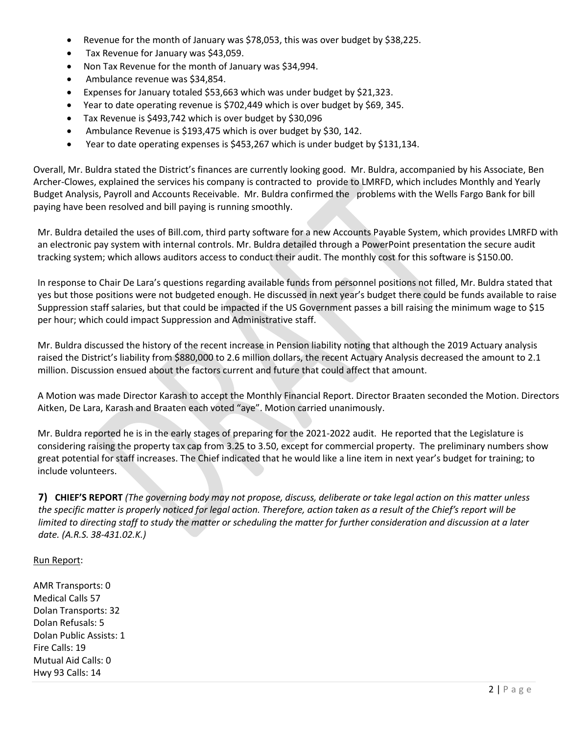- Revenue for the month of January was $78,053, this was over budget by $38,225.
- Tax Revenue for January was $43,059.
- Non Tax Revenue for the month of January was $34,994.
- Ambulance revenue was $34,854.
- Expenses for January totaled $53,663 which was under budget by $21,323.
- Year to date operating revenue is $702,449 which is over budget by $69, 345.
- Tax Revenue is $493,742 which is over budget by $30,096
- Ambulance Revenue is $193,475 which is over budget by $30, 142.
- Year to date operating expenses is $453,267 which is under budget by $131,134.

Overall, Mr. Buldra stated the District's finances are currently looking good. Mr. Buldra, accompanied by his Associate, Ben Archer-Clowes, explained the services his company is contracted to provide to LMRFD, which includes Monthly and Yearly Budget Analysis, Payroll and Accounts Receivable. Mr. Buldra confirmed the problems with the Wells Fargo Bank for bill paying have been resolved and bill paying is running smoothly.

Mr. Buldra detailed the uses of Bill.com, third party software for a new Accounts Payable System, which provides LMRFD with an electronic pay system with internal controls. Mr. Buldra detailed through a PowerPoint presentation the secure audit tracking system; which allows auditors access to conduct their audit. The monthly cost for this software is $150.00.

In response to Chair De Lara's questions regarding available funds from personnel positions not filled, Mr. Buldra stated that yes but those positions were not budgeted enough. He discussed in next year's budget there could be funds available to raise Suppression staff salaries, but that could be impacted if the US Government passes a bill raising the minimum wage to $15 per hour; which could impact Suppression and Administrative staff.

Mr. Buldra discussed the history of the recent increase in Pension liability noting that although the 2019 Actuary analysis raised the District's liability from $880,000 to 2.6 million dollars, the recent Actuary Analysis decreased the amount to 2.1 million. Discussion ensued about the factors current and future that could affect that amount.

A Motion was made Director Karash to accept the Monthly Financial Report. Director Braaten seconded the Motion. Directors Aitken, De Lara, Karash and Braaten each voted "aye". Motion carried unanimously.

Mr. Buldra reported he is in the early stages of preparing for the 2021-2022 audit. He reported that the Legislature is considering raising the property tax cap from 3.25 to 3.50, except for commercial property. The preliminary numbers show great potential for staff increases. The Chief indicated that he would like a line item in next year's budget for training; to include volunteers.

**7) CHIEF'S REPORT** *(The governing body may not propose, discuss, deliberate or take legal action on this matter unless the specific matter is properly noticed for legal action. Therefore, action taken as a result of the Chief's report will be limited to directing staff to study the matter or scheduling the matter for further consideration and discussion at a later date. (A.R.S. 38-431.02.K.)*

Run Report:

AMR Transports: 0
Medical Calls 57
Dolan Transports: 32
Dolan Refusals: 5
Dolan Public Assists: 1
Fire Calls: 19
Mutual Aid Calls: 0
Hwy 93 Calls: 14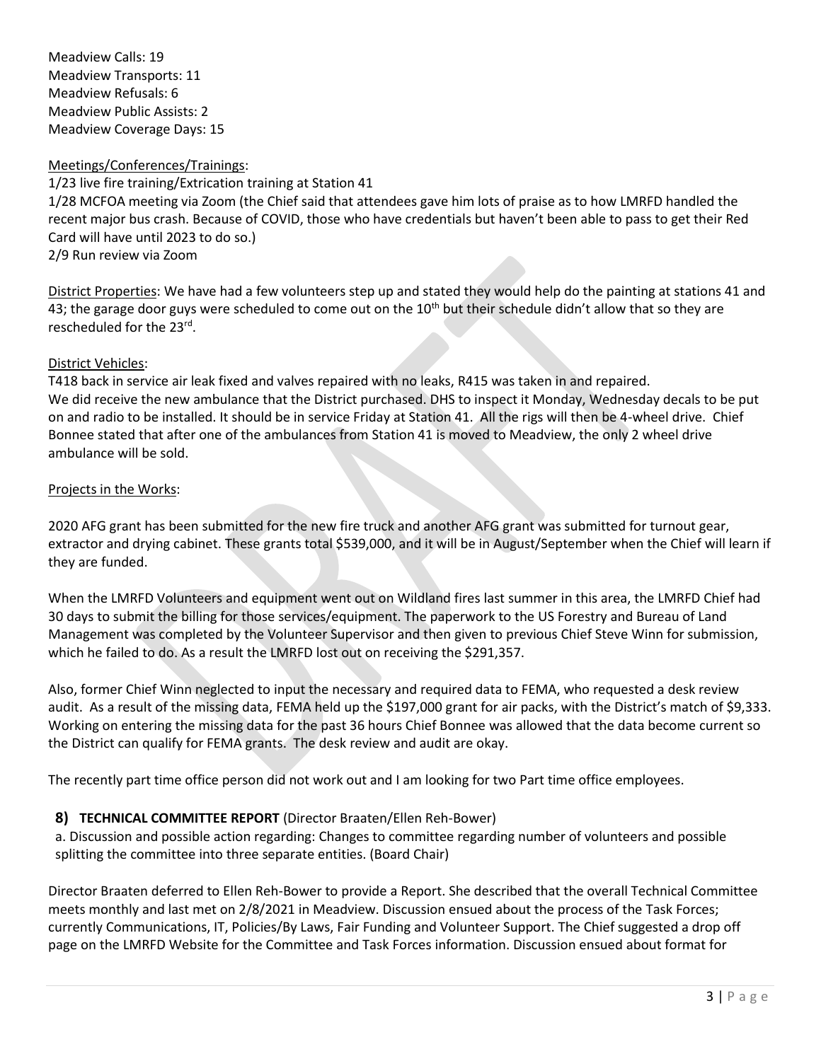Meadview Calls: 19
Meadview Transports: 11
Meadview Refusals: 6
Meadview Public Assists: 2
Meadview Coverage Days: 15

Meetings/Conferences/Trainings:
1/23 live fire training/Extrication training at Station 41
1/28 MCFOA meeting via Zoom (the Chief said that attendees gave him lots of praise as to how LMRFD handled the recent major bus crash. Because of COVID, those who have credentials but haven't been able to pass to get their Red Card will have until 2023 to do so.)
2/9 Run review via Zoom

District Properties: We have had a few volunteers step up and stated they would help do the painting at stations 41 and 43; the garage door guys were scheduled to come out on the 10th but their schedule didn't allow that so they are rescheduled for the 23rd.

District Vehicles:
T418 back in service air leak fixed and valves repaired with no leaks, R415 was taken in and repaired.
We did receive the new ambulance that the District purchased. DHS to inspect it Monday, Wednesday decals to be put on and radio to be installed. It should be in service Friday at Station 41. All the rigs will then be 4-wheel drive. Chief Bonnee stated that after one of the ambulances from Station 41 is moved to Meadview, the only 2 wheel drive ambulance will be sold.

Projects in the Works:

2020 AFG grant has been submitted for the new fire truck and another AFG grant was submitted for turnout gear, extractor and drying cabinet. These grants total $539,000, and it will be in August/September when the Chief will learn if they are funded.

When the LMRFD Volunteers and equipment went out on Wildland fires last summer in this area, the LMRFD Chief had 30 days to submit the billing for those services/equipment. The paperwork to the US Forestry and Bureau of Land Management was completed by the Volunteer Supervisor and then given to previous Chief Steve Winn for submission, which he failed to do. As a result the LMRFD lost out on receiving the $291,357.

Also, former Chief Winn neglected to input the necessary and required data to FEMA, who requested a desk review audit. As a result of the missing data, FEMA held up the $197,000 grant for air packs, with the District's match of $9,333. Working on entering the missing data for the past 36 hours Chief Bonnee was allowed that the data become current so the District can qualify for FEMA grants. The desk review and audit are okay.

The recently part time office person did not work out and I am looking for two Part time office employees.

## 8) TECHNICAL COMMITTEE REPORT (Director Braaten/Ellen Reh-Bower)

a. Discussion and possible action regarding: Changes to committee regarding number of volunteers and possible splitting the committee into three separate entities. (Board Chair)

Director Braaten deferred to Ellen Reh-Bower to provide a Report. She described that the overall Technical Committee meets monthly and last met on 2/8/2021 in Meadview. Discussion ensued about the process of the Task Forces; currently Communications, IT, Policies/By Laws, Fair Funding and Volunteer Support. The Chief suggested a drop off page on the LMRFD Website for the Committee and Task Forces information. Discussion ensued about format for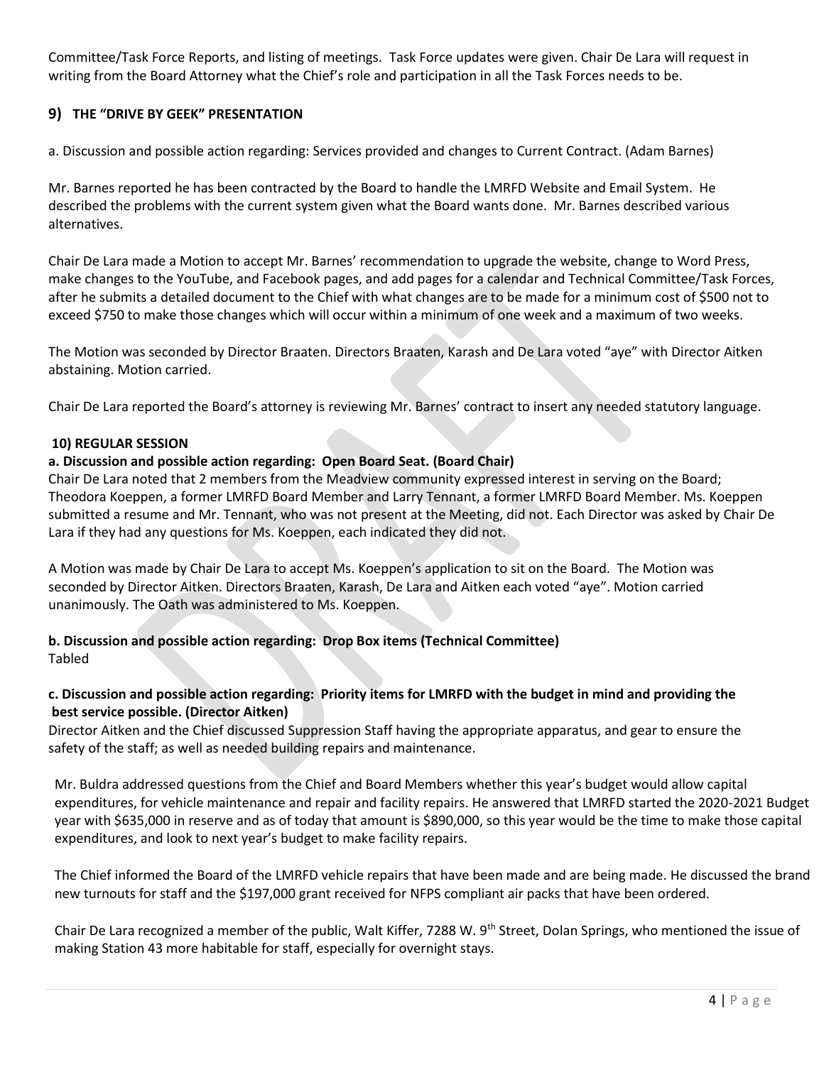Committee/Task Force Reports, and listing of meetings. Task Force updates were given. Chair De Lara will request in writing from the Board Attorney what the Chief's role and participation in all the Task Forces needs to be.

## 9) THE "DRIVE BY GEEK" PRESENTATION

a. Discussion and possible action regarding: Services provided and changes to Current Contract. (Adam Barnes)

Mr. Barnes reported he has been contracted by the Board to handle the LMRFD Website and Email System. He described the problems with the current system given what the Board wants done. Mr. Barnes described various alternatives.

Chair De Lara made a Motion to accept Mr. Barnes' recommendation to upgrade the website, change to Word Press, make changes to the YouTube, and Facebook pages, and add pages for a calendar and Technical Committee/Task Forces, after he submits a detailed document to the Chief with what changes are to be made for a minimum cost of $500 not to exceed $750 to make those changes which will occur within a minimum of one week and a maximum of two weeks.

The Motion was seconded by Director Braaten. Directors Braaten, Karash and De Lara voted "aye" with Director Aitken abstaining. Motion carried.

Chair De Lara reported the Board's attorney is reviewing Mr. Barnes' contract to insert any needed statutory language.

## 10) REGULAR SESSION

**a. Discussion and possible action regarding: Open Board Seat. (Board Chair)**

Chair De Lara noted that 2 members from the Meadview community expressed interest in serving on the Board; Theodora Koeppen, a former LMRFD Board Member and Larry Tennant, a former LMRFD Board Member. Ms. Koeppen submitted a resume and Mr. Tennant, who was not present at the Meeting, did not. Each Director was asked by Chair De Lara if they had any questions for Ms. Koeppen, each indicated they did not.

A Motion was made by Chair De Lara to accept Ms. Koeppen's application to sit on the Board. The Motion was seconded by Director Aitken. Directors Braaten, Karash, De Lara and Aitken each voted "aye". Motion carried unanimously. The Oath was administered to Ms. Koeppen.

**b. Discussion and possible action regarding: Drop Box items (Technical Committee)**

Tabled

**c. Discussion and possible action regarding: Priority items for LMRFD with the budget in mind and providing the best service possible. (Director Aitken)**

Director Aitken and the Chief discussed Suppression Staff having the appropriate apparatus, and gear to ensure the safety of the staff; as well as needed building repairs and maintenance.

Mr. Buldra addressed questions from the Chief and Board Members whether this year's budget would allow capital expenditures, for vehicle maintenance and repair and facility repairs. He answered that LMRFD started the 2020-2021 Budget year with $635,000 in reserve and as of today that amount is $890,000, so this year would be the time to make those capital expenditures, and look to next year's budget to make facility repairs.

The Chief informed the Board of the LMRFD vehicle repairs that have been made and are being made. He discussed the brand new turnouts for staff and the $197,000 grant received for NFPS compliant air packs that have been ordered.

Chair De Lara recognized a member of the public, Walt Kiffer, 7288 W. 9th Street, Dolan Springs, who mentioned the issue of making Station 43 more habitable for staff, especially for overnight stays.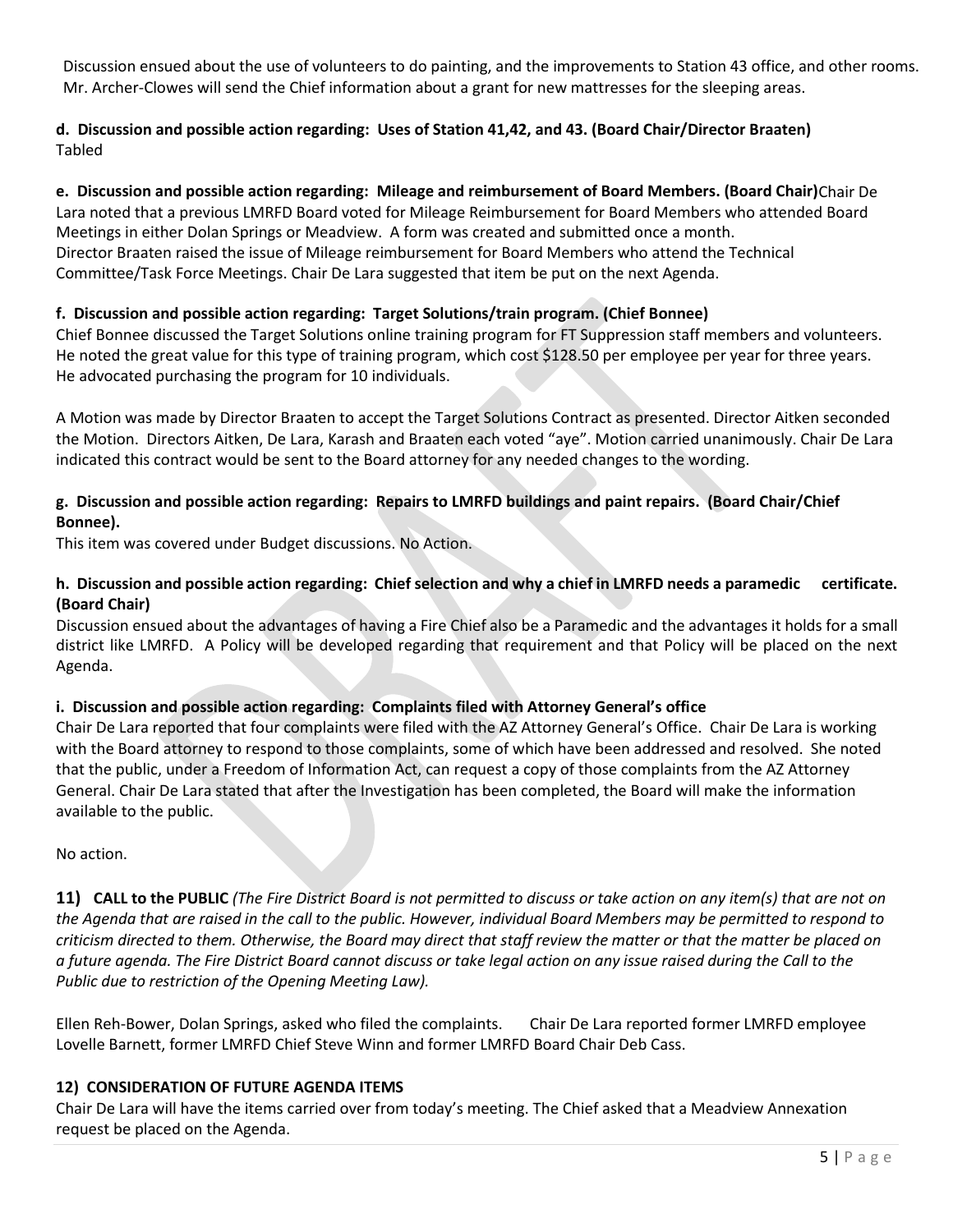Discussion ensued about the use of volunteers to do painting, and the improvements to Station 43 office, and other rooms. Mr. Archer-Clowes will send the Chief information about a grant for new mattresses for the sleeping areas.

**d. Discussion and possible action regarding: Uses of Station 41,42, and 43. (Board Chair/Director Braaten)**
Tabled

**e. Discussion and possible action regarding: Mileage and reimbursement of Board Members. (Board Chair)** Chair De Lara noted that a previous LMRFD Board voted for Mileage Reimbursement for Board Members who attended Board Meetings in either Dolan Springs or Meadview. A form was created and submitted once a month.
Director Braaten raised the issue of Mileage reimbursement for Board Members who attend the Technical Committee/Task Force Meetings. Chair De Lara suggested that item be put on the next Agenda.

**f. Discussion and possible action regarding: Target Solutions/train program. (Chief Bonnee)**
Chief Bonnee discussed the Target Solutions online training program for FT Suppression staff members and volunteers. He noted the great value for this type of training program, which cost $128.50 per employee per year for three years. He advocated purchasing the program for 10 individuals.

A Motion was made by Director Braaten to accept the Target Solutions Contract as presented. Director Aitken seconded the Motion. Directors Aitken, De Lara, Karash and Braaten each voted "aye". Motion carried unanimously. Chair De Lara indicated this contract would be sent to the Board attorney for any needed changes to the wording.

**g. Discussion and possible action regarding: Repairs to LMRFD buildings and paint repairs. (Board Chair/Chief Bonnee).**
This item was covered under Budget discussions. No Action.

**h. Discussion and possible action regarding: Chief selection and why a chief in LMRFD needs a paramedic certificate. (Board Chair)**
Discussion ensued about the advantages of having a Fire Chief also be a Paramedic and the advantages it holds for a small district like LMRFD. A Policy will be developed regarding that requirement and that Policy will be placed on the next Agenda.

**i. Discussion and possible action regarding: Complaints filed with Attorney General's office**
Chair De Lara reported that four complaints were filed with the AZ Attorney General's Office. Chair De Lara is working with the Board attorney to respond to those complaints, some of which have been addressed and resolved. She noted that the public, under a Freedom of Information Act, can request a copy of those complaints from the AZ Attorney General. Chair De Lara stated that after the Investigation has been completed, the Board will make the information available to the public.

No action.

**11) CALL to the PUBLIC** *(The Fire District Board is not permitted to discuss or take action on any item(s) that are not on the Agenda that are raised in the call to the public. However, individual Board Members may be permitted to respond to criticism directed to them. Otherwise, the Board may direct that staff review the matter or that the matter be placed on a future agenda. The Fire District Board cannot discuss or take legal action on any issue raised during the Call to the Public due to restriction of the Opening Meeting Law).*

Ellen Reh-Bower, Dolan Springs, asked who filed the complaints. Chair De Lara reported former LMRFD employee Lovelle Barnett, former LMRFD Chief Steve Winn and former LMRFD Board Chair Deb Cass.

**12) CONSIDERATION OF FUTURE AGENDA ITEMS**
Chair De Lara will have the items carried over from today's meeting. The Chief asked that a Meadview Annexation request be placed on the Agenda.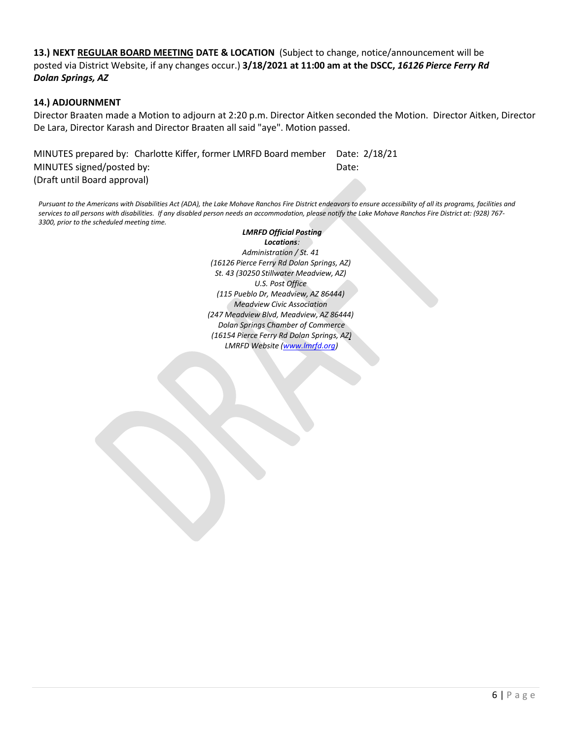**13.) NEXT <u>REGULAR BOARD MEETING</u> DATE & LOCATION** (Subject to change, notice/announcement will be posted via District Website, if any changes occur.) **3/18/2021 at 11:00 am at the DSCC,** ***16126 Pierce Ferry Rd Dolan Springs, AZ***

**14.) ADJOURNMENT**

Director Braaten made a Motion to adjourn at 2:20 p.m. Director Aitken seconded the Motion. Director Aitken, Director De Lara, Director Karash and Director Braaten all said "aye". Motion passed.

MINUTES prepared by: Charlotte Kiffer, former LMRFD Board member  Date: 2/18/21
MINUTES signed/posted by:  Date:
(Draft until Board approval)

*Pursuant to the Americans with Disabilities Act (ADA), the Lake Mohave Ranchos Fire District endeavors to ensure accessibility of all its programs, facilities and services to all persons with disabilities. If any disabled person needs an accommodation, please notify the Lake Mohave Ranchos Fire District at: (928) 767-3300, prior to the scheduled meeting time.*

***LMRFD Official Posting Locations****:*
*Administration / St. 41*
*(16126 Pierce Ferry Rd Dolan Springs, AZ)*
*St. 43 (30250 Stillwater Meadview, AZ)*
*U.S. Post Office*
*(115 Pueblo Dr, Meadview, AZ 86444)*
*Meadview Civic Association*
*(247 Meadview Blvd, Meadview, AZ 86444)*
*Dolan Springs Chamber of Commerce*
*(16154 Pierce Ferry Rd Dolan Springs, AZ)*
*LMRFD Website (www.lmrfd.org)*

DRAFT